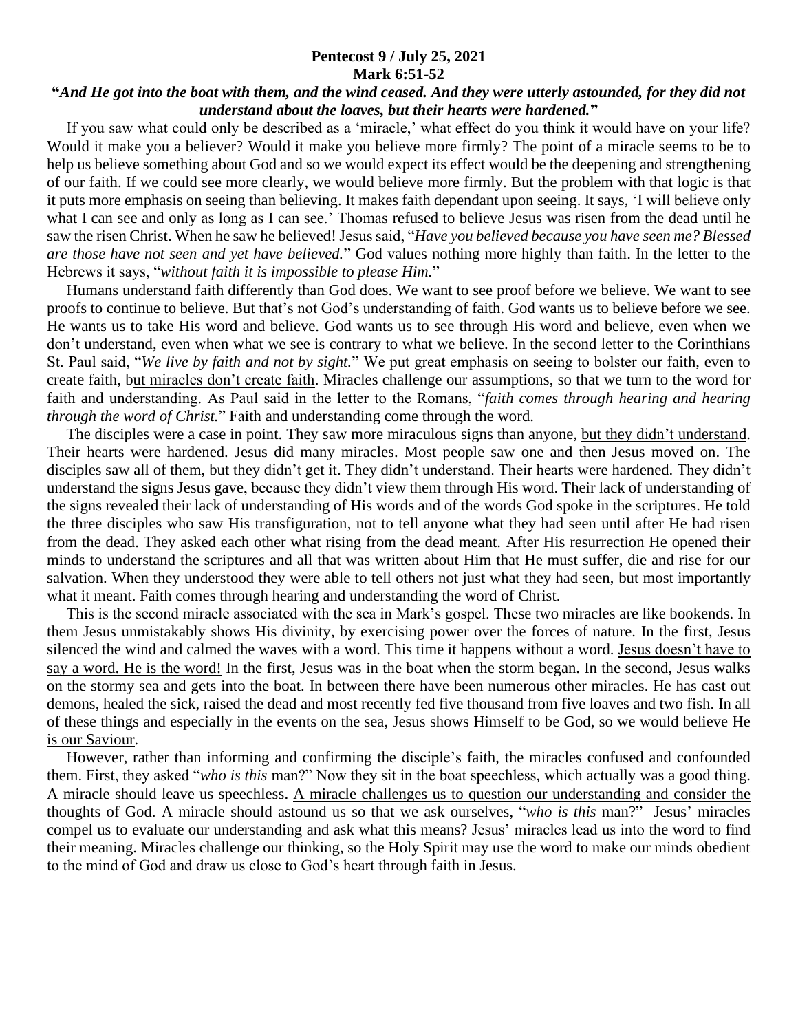**Pentecost 9 / July 25, 2021**
**Mark 6:51-52**

**"*And He got into the boat with them, and the wind ceased. And they were utterly astounded, for they did not understand about the loaves, but their hearts were hardened.*"**

If you saw what could only be described as a 'miracle,' what effect do you think it would have on your life? Would it make you a believer? Would it make you believe more firmly? The point of a miracle seems to be to help us believe something about God and so we would expect its effect would be the deepening and strengthening of our faith. If we could see more clearly, we would believe more firmly. But the problem with that logic is that it puts more emphasis on seeing than believing. It makes faith dependant upon seeing. It says, 'I will believe only what I can see and only as long as I can see.' Thomas refused to believe Jesus was risen from the dead until he saw the risen Christ. When he saw he believed! Jesus said, "*Have you believed because you have seen me? Blessed are those have not seen and yet have believed.*" <u>God values nothing more highly than faith</u>. In the letter to the Hebrews it says, "*without faith it is impossible to please Him.*"

Humans understand faith differently than God does. We want to see proof before we believe. We want to see proofs to continue to believe. But that's not God's understanding of faith. God wants us to believe before we see. He wants us to take His word and believe. God wants us to see through His word and believe, even when we don't understand, even when what we see is contrary to what we believe. In the second letter to the Corinthians St. Paul said, "*We live by faith and not by sight.*" We put great emphasis on seeing to bolster our faith, even to create faith, b<u>ut miracles don't create faith</u>. Miracles challenge our assumptions, so that we turn to the word for faith and understanding. As Paul said in the letter to the Romans, "*faith comes through hearing and hearing through the word of Christ.*" Faith and understanding come through the word.

The disciples were a case in point. They saw more miraculous signs than anyone, <u>but they didn't understand</u>. Their hearts were hardened. Jesus did many miracles. Most people saw one and then Jesus moved on. The disciples saw all of them, <u>but they didn't get it</u>. They didn't understand. Their hearts were hardened. They didn't understand the signs Jesus gave, because they didn't view them through His word. Their lack of understanding of the signs revealed their lack of understanding of His words and of the words God spoke in the scriptures. He told the three disciples who saw His transfiguration, not to tell anyone what they had seen until after He had risen from the dead. They asked each other what rising from the dead meant. After His resurrection He opened their minds to understand the scriptures and all that was written about Him that He must suffer, die and rise for our salvation. When they understood they were able to tell others not just what they had seen, <u>but most importantly what it meant</u>. Faith comes through hearing and understanding the word of Christ.

This is the second miracle associated with the sea in Mark's gospel. These two miracles are like bookends. In them Jesus unmistakably shows His divinity, by exercising power over the forces of nature. In the first, Jesus silenced the wind and calmed the waves with a word. This time it happens without a word. <u>Jesus doesn't have to say a word. He is the word!</u> In the first, Jesus was in the boat when the storm began. In the second, Jesus walks on the stormy sea and gets into the boat. In between there have been numerous other miracles. He has cast out demons, healed the sick, raised the dead and most recently fed five thousand from five loaves and two fish. In all of these things and especially in the events on the sea, Jesus shows Himself to be God, <u>so we would believe He is our Saviour</u>.

However, rather than informing and confirming the disciple's faith, the miracles confused and confounded them. First, they asked "*who is this* man?" Now they sit in the boat speechless, which actually was a good thing. A miracle should leave us speechless. <u>A miracle challenges us to question our understanding and consider the thoughts of God</u>. A miracle should astound us so that we ask ourselves, "*who is this* man?" Jesus' miracles compel us to evaluate our understanding and ask what this means? Jesus' miracles lead us into the word to find their meaning. Miracles challenge our thinking, so the Holy Spirit may use the word to make our minds obedient to the mind of God and draw us close to God's heart through faith in Jesus.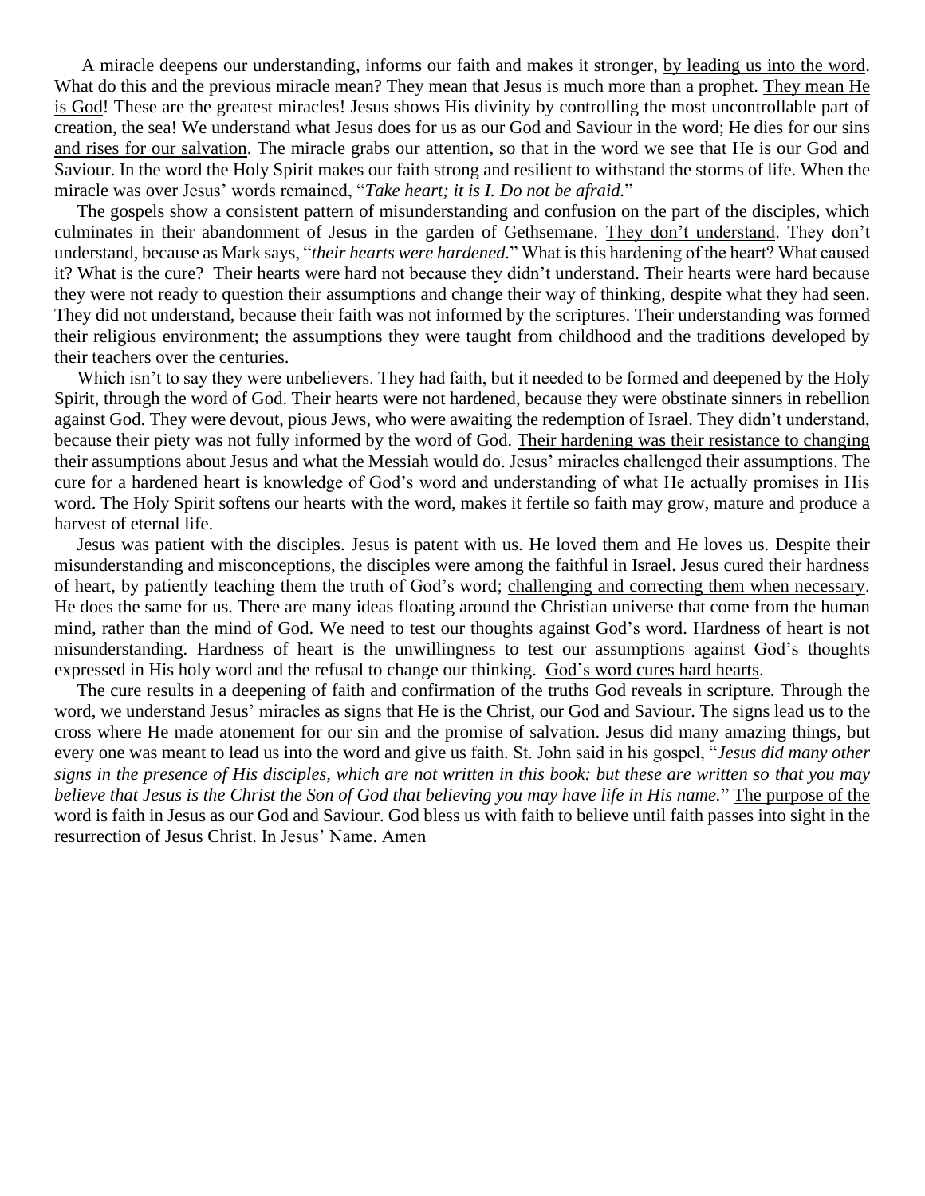A miracle deepens our understanding, informs our faith and makes it stronger, by leading us into the word. What do this and the previous miracle mean? They mean that Jesus is much more than a prophet. They mean He is God! These are the greatest miracles! Jesus shows His divinity by controlling the most uncontrollable part of creation, the sea! We understand what Jesus does for us as our God and Saviour in the word; He dies for our sins and rises for our salvation. The miracle grabs our attention, so that in the word we see that He is our God and Saviour. In the word the Holy Spirit makes our faith strong and resilient to withstand the storms of life. When the miracle was over Jesus' words remained, "*Take heart; it is I. Do not be afraid.*"

The gospels show a consistent pattern of misunderstanding and confusion on the part of the disciples, which culminates in their abandonment of Jesus in the garden of Gethsemane. They don't understand. They don't understand, because as Mark says, "*their hearts were hardened.*" What is this hardening of the heart? What caused it? What is the cure? Their hearts were hard not because they didn't understand. Their hearts were hard because they were not ready to question their assumptions and change their way of thinking, despite what they had seen. They did not understand, because their faith was not informed by the scriptures. Their understanding was formed their religious environment; the assumptions they were taught from childhood and the traditions developed by their teachers over the centuries.

Which isn't to say they were unbelievers. They had faith, but it needed to be formed and deepened by the Holy Spirit, through the word of God. Their hearts were not hardened, because they were obstinate sinners in rebellion against God. They were devout, pious Jews, who were awaiting the redemption of Israel. They didn't understand, because their piety was not fully informed by the word of God. Their hardening was their resistance to changing their assumptions about Jesus and what the Messiah would do. Jesus' miracles challenged their assumptions. The cure for a hardened heart is knowledge of God's word and understanding of what He actually promises in His word. The Holy Spirit softens our hearts with the word, makes it fertile so faith may grow, mature and produce a harvest of eternal life.

Jesus was patient with the disciples. Jesus is patent with us. He loved them and He loves us. Despite their misunderstanding and misconceptions, the disciples were among the faithful in Israel. Jesus cured their hardness of heart, by patiently teaching them the truth of God's word; challenging and correcting them when necessary. He does the same for us. There are many ideas floating around the Christian universe that come from the human mind, rather than the mind of God. We need to test our thoughts against God's word. Hardness of heart is not misunderstanding. Hardness of heart is the unwillingness to test our assumptions against God's thoughts expressed in His holy word and the refusal to change our thinking. God's word cures hard hearts.

The cure results in a deepening of faith and confirmation of the truths God reveals in scripture. Through the word, we understand Jesus' miracles as signs that He is the Christ, our God and Saviour. The signs lead us to the cross where He made atonement for our sin and the promise of salvation. Jesus did many amazing things, but every one was meant to lead us into the word and give us faith. St. John said in his gospel, "*Jesus did many other signs in the presence of His disciples, which are not written in this book: but these are written so that you may believe that Jesus is the Christ the Son of God that believing you may have life in His name.*" The purpose of the word is faith in Jesus as our God and Saviour. God bless us with faith to believe until faith passes into sight in the resurrection of Jesus Christ. In Jesus' Name. Amen